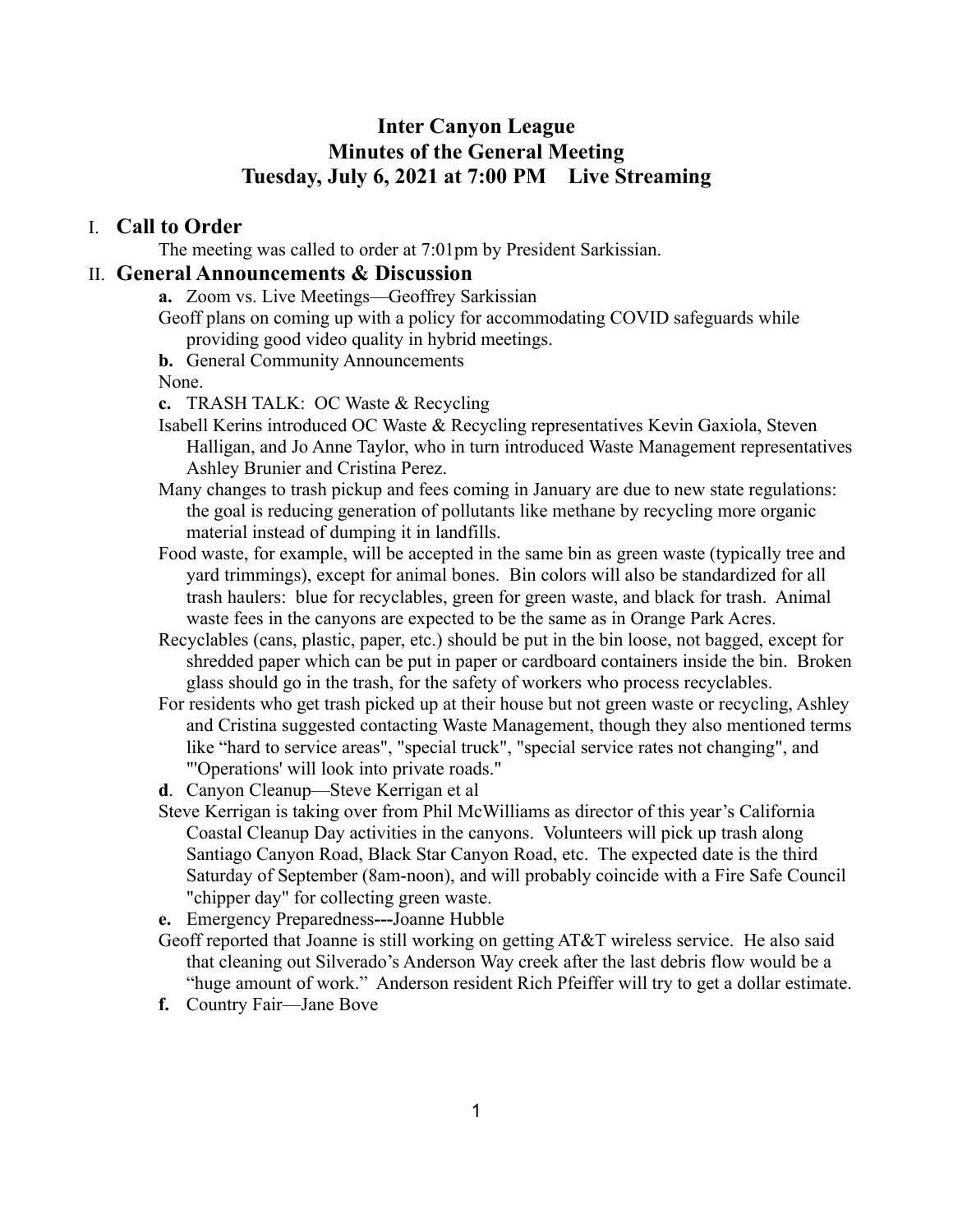# Inter Canyon League
# Minutes of the General Meeting
# Tuesday, July 6, 2021 at 7:00 PM    Live Streaming

## I. Call to Order

The meeting was called to order at 7:01pm by President Sarkissian.

## II. General Announcements & Discussion

**a.** Zoom vs. Live Meetings—Geoffrey Sarkissian

Geoff plans on coming up with a policy for accommodating COVID safeguards while providing good video quality in hybrid meetings.

**b.** General Community Announcements

None.

**c.** TRASH TALK: OC Waste & Recycling

Isabell Kerins introduced OC Waste & Recycling representatives Kevin Gaxiola, Steven Halligan, and Jo Anne Taylor, who in turn introduced Waste Management representatives Ashley Brunier and Cristina Perez.

Many changes to trash pickup and fees coming in January are due to new state regulations: the goal is reducing generation of pollutants like methane by recycling more organic material instead of dumping it in landfills.

Food waste, for example, will be accepted in the same bin as green waste (typically tree and yard trimmings), except for animal bones. Bin colors will also be standardized for all trash haulers: blue for recyclables, green for green waste, and black for trash. Animal waste fees in the canyons are expected to be the same as in Orange Park Acres.

Recyclables (cans, plastic, paper, etc.) should be put in the bin loose, not bagged, except for shredded paper which can be put in paper or cardboard containers inside the bin. Broken glass should go in the trash, for the safety of workers who process recyclables.

For residents who get trash picked up at their house but not green waste or recycling, Ashley and Cristina suggested contacting Waste Management, though they also mentioned terms like "hard to service areas", "special truck", "special service rates not changing", and "'Operations' will look into private roads."

**d**. Canyon Cleanup—Steve Kerrigan et al

Steve Kerrigan is taking over from Phil McWilliams as director of this year's California Coastal Cleanup Day activities in the canyons. Volunteers will pick up trash along Santiago Canyon Road, Black Star Canyon Road, etc. The expected date is the third Saturday of September (8am-noon), and will probably coincide with a Fire Safe Council "chipper day" for collecting green waste.

**e.** Emergency Preparedness**---**Joanne Hubble

Geoff reported that Joanne is still working on getting AT&T wireless service. He also said that cleaning out Silverado's Anderson Way creek after the last debris flow would be a "huge amount of work." Anderson resident Rich Pfeiffer will try to get a dollar estimate.

**f.** Country Fair—Jane Bove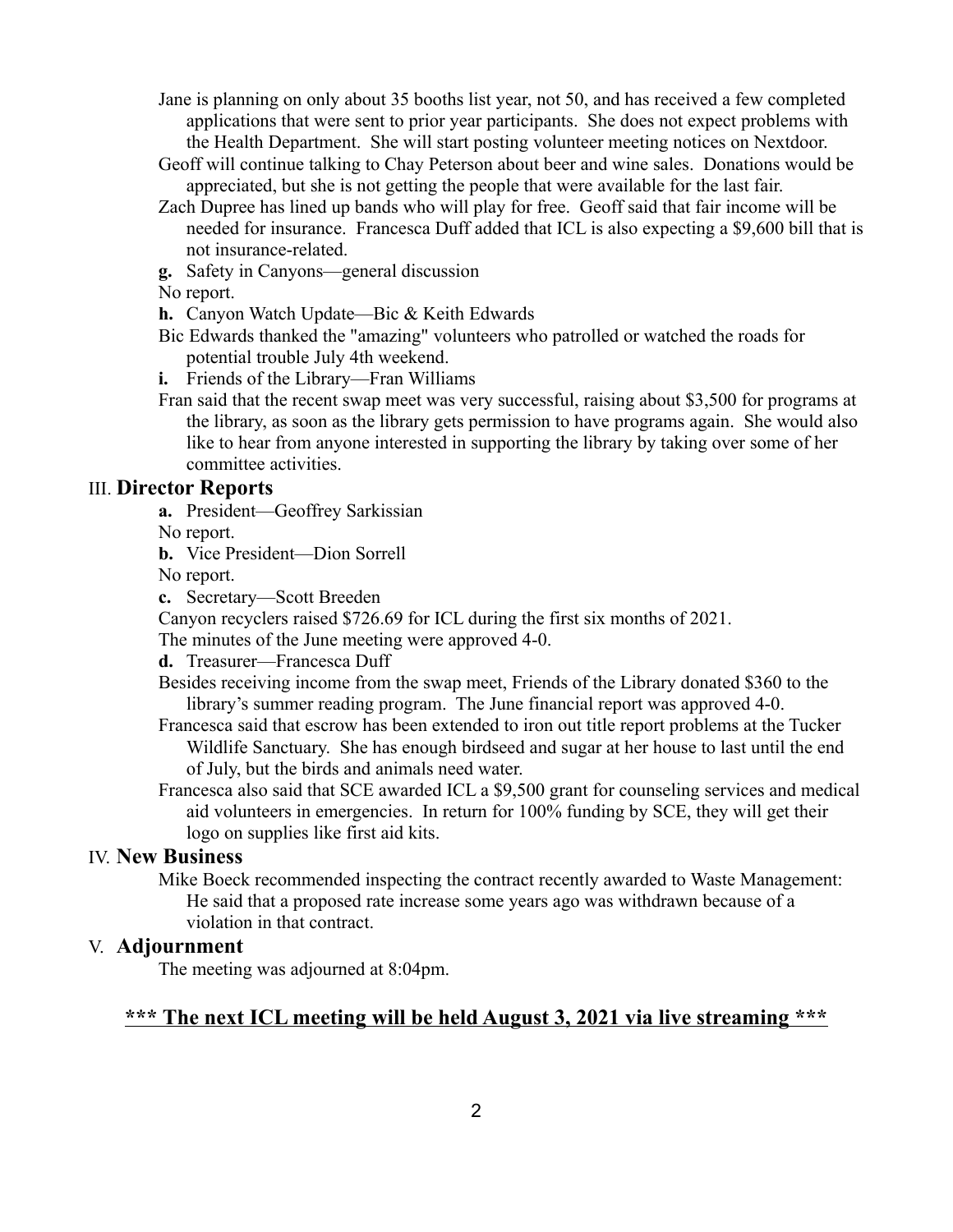Jane is planning on only about 35 booths list year, not 50, and has received a few completed applications that were sent to prior year participants. She does not expect problems with the Health Department. She will start posting volunteer meeting notices on Nextdoor.

Geoff will continue talking to Chay Peterson about beer and wine sales. Donations would be appreciated, but she is not getting the people that were available for the last fair.

Zach Dupree has lined up bands who will play for free. Geoff said that fair income will be needed for insurance. Francesca Duff added that ICL is also expecting a $9,600 bill that is not insurance-related.

**g.** Safety in Canyons—general discussion

No report.

**h.** Canyon Watch Update—Bic & Keith Edwards

Bic Edwards thanked the "amazing" volunteers who patrolled or watched the roads for potential trouble July 4th weekend.

**i.** Friends of the Library—Fran Williams

Fran said that the recent swap meet was very successful, raising about $3,500 for programs at the library, as soon as the library gets permission to have programs again. She would also like to hear from anyone interested in supporting the library by taking over some of her committee activities.

## III. Director Reports

**a.** President—Geoffrey Sarkissian

No report.

**b.** Vice President—Dion Sorrell

No report.

**c.** Secretary—Scott Breeden

Canyon recyclers raised $726.69 for ICL during the first six months of 2021.

The minutes of the June meeting were approved 4-0.

**d.** Treasurer—Francesca Duff

Besides receiving income from the swap meet, Friends of the Library donated $360 to the library's summer reading program. The June financial report was approved 4-0.

Francesca said that escrow has been extended to iron out title report problems at the Tucker Wildlife Sanctuary. She has enough birdseed and sugar at her house to last until the end of July, but the birds and animals need water.

Francesca also said that SCE awarded ICL a $9,500 grant for counseling services and medical aid volunteers in emergencies. In return for 100% funding by SCE, they will get their logo on supplies like first aid kits.

## IV. New Business

Mike Boeck recommended inspecting the contract recently awarded to Waste Management: He said that a proposed rate increase some years ago was withdrawn because of a violation in that contract.

## V. Adjournment

The meeting was adjourned at 8:04pm.

**\*\*\* The next ICL meeting will be held August 3, 2021 via live streaming \*\*\***